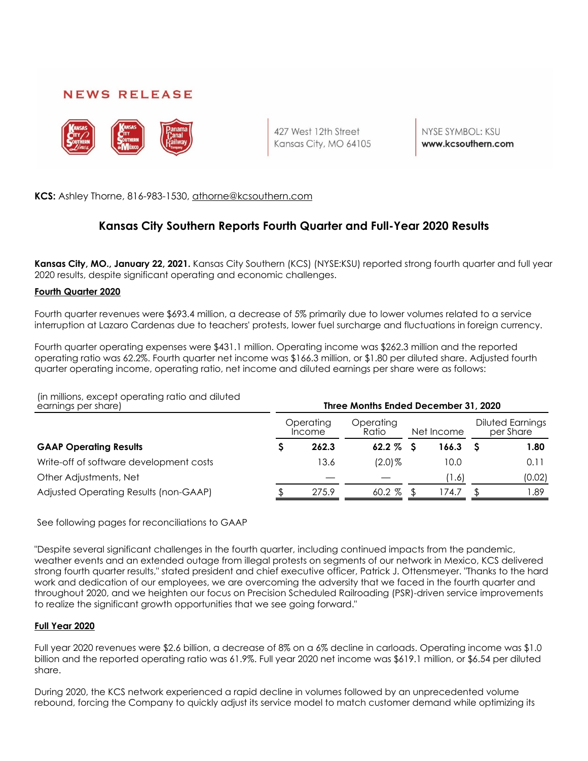# NEWS RELEASE

427 West 12th Street
Kansas City, MO 64105

NYSE SYMBOL: KSU
**www.kcsouthern.com**

**KCS:** Ashley Thorne, 816-983-1530, athorne@kcsouthern.com

## Kansas City Southern Reports Fourth Quarter and Full-Year 2020 Results

**Kansas City, MO., January 22, 2021.** Kansas City Southern (KCS) (NYSE:KSU) reported strong fourth quarter and full year 2020 results, despite significant operating and economic challenges.

**Fourth Quarter 2020**

Fourth quarter revenues were $693.4 million, a decrease of 5% primarily due to lower volumes related to a service interruption at Lazaro Cardenas due to teachers' protests, lower fuel surcharge and fluctuations in foreign currency.

Fourth quarter operating expenses were $431.1 million. Operating income was $262.3 million and the reported operating ratio was 62.2%. Fourth quarter net income was $166.3 million, or $1.80 per diluted share. Adjusted fourth quarter operating income, operating ratio, net income and diluted earnings per share were as follows:

| (in millions, except operating ratio and diluted earnings per share) | Three Months Ended December 31, 2020 | | | |
|---|---|---|---|---|
| | Operating Income | Operating Ratio | Net Income | Diluted Earnings per Share |
| **GAAP Operating Results** | **$ 262.3** | **62.2 %** | **$ 166.3** | **$ 1.80** |
| Write-off of software development costs | 13.6 | (2.0)% | 10.0 | 0.11 |
| Other Adjustments, Net | — | — | (1.6) | (0.02) |
| Adjusted Operating Results (non-GAAP) | $ 275.9 | 60.2 % | $ 174.7 | $ 1.89 |

See following pages for reconciliations to GAAP

"Despite several significant challenges in the fourth quarter, including continued impacts from the pandemic, weather events and an extended outage from illegal protests on segments of our network in Mexico, KCS delivered strong fourth quarter results," stated president and chief executive officer, Patrick J. Ottensmeyer. "Thanks to the hard work and dedication of our employees, we are overcoming the adversity that we faced in the fourth quarter and throughout 2020, and we heighten our focus on Precision Scheduled Railroading (PSR)-driven service improvements to realize the significant growth opportunities that we see going forward."

**Full Year 2020**

Full year 2020 revenues were $2.6 billion, a decrease of 8% on a 6% decline in carloads. Operating income was $1.0 billion and the reported operating ratio was 61.9%. Full year 2020 net income was $619.1 million, or $6.54 per diluted share.

During 2020, the KCS network experienced a rapid decline in volumes followed by an unprecedented volume rebound, forcing the Company to quickly adjust its service model to match customer demand while optimizing its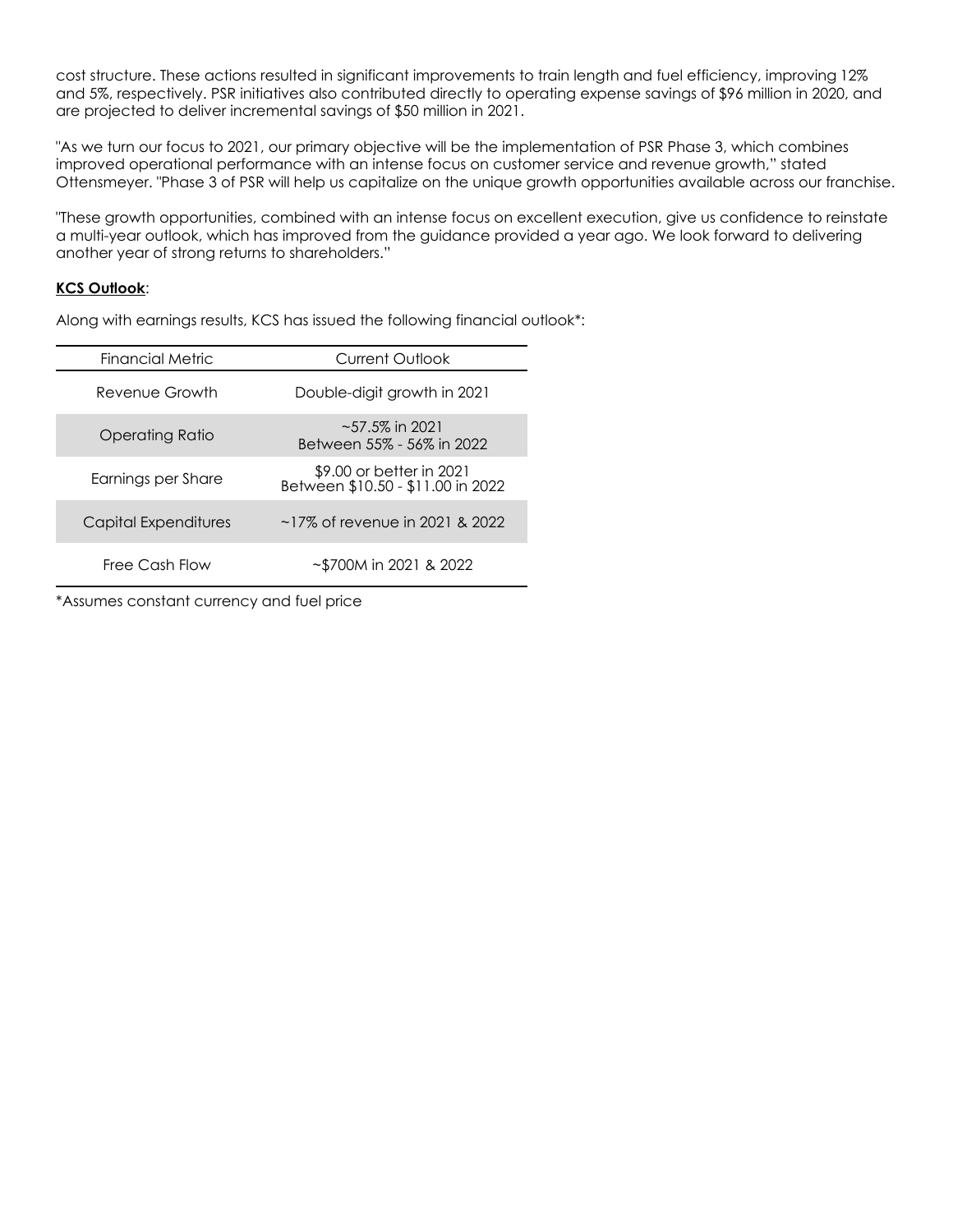cost structure. These actions resulted in significant improvements to train length and fuel efficiency, improving 12% and 5%, respectively. PSR initiatives also contributed directly to operating expense savings of $96 million in 2020, and are projected to deliver incremental savings of $50 million in 2021.

"As we turn our focus to 2021, our primary objective will be the implementation of PSR Phase 3, which combines improved operational performance with an intense focus on customer service and revenue growth," stated Ottensmeyer. "Phase 3 of PSR will help us capitalize on the unique growth opportunities available across our franchise.

"These growth opportunities, combined with an intense focus on excellent execution, give us confidence to reinstate a multi-year outlook, which has improved from the guidance provided a year ago. We look forward to delivering another year of strong returns to shareholders."

**KCS Outlook**:

Along with earnings results, KCS has issued the following financial outlook*:

| Financial Metric | Current Outlook |
| --- | --- |
| Revenue Growth | Double-digit growth in 2021 |
| Operating Ratio | ~57.5% in 2021<br>Between 55% - 56% in 2022 |
| Earnings per Share | $9.00 or better in 2021<br>Between $10.50 - $11.00 in 2022 |
| Capital Expenditures | ~17% of revenue in 2021 & 2022 |
| Free Cash Flow | ~$700M in 2021 & 2022 |

*Assumes constant currency and fuel price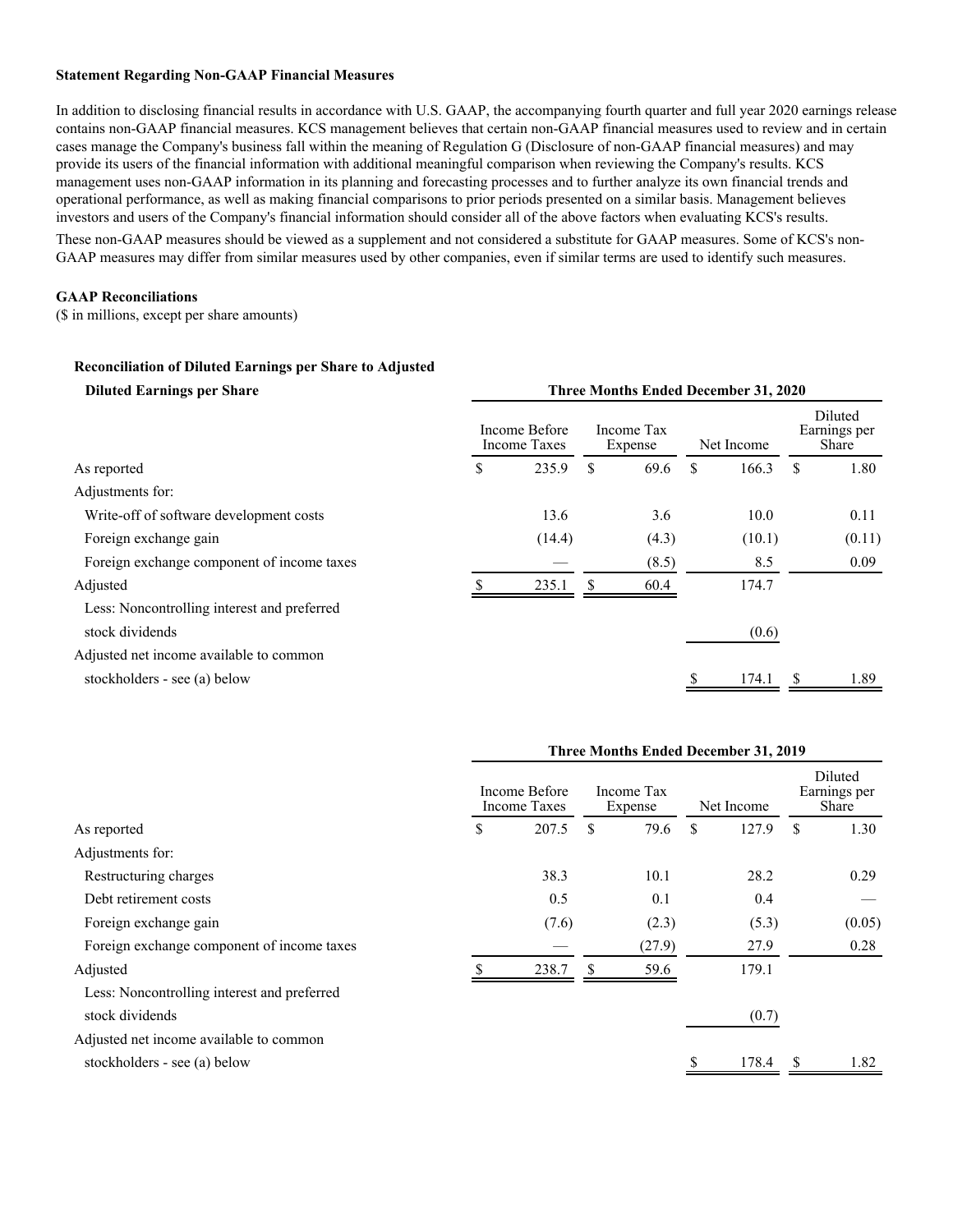**Statement Regarding Non-GAAP Financial Measures**

In addition to disclosing financial results in accordance with U.S. GAAP, the accompanying fourth quarter and full year 2020 earnings release contains non-GAAP financial measures. KCS management believes that certain non-GAAP financial measures used to review and in certain cases manage the Company's business fall within the meaning of Regulation G (Disclosure of non-GAAP financial measures) and may provide its users of the financial information with additional meaningful comparison when reviewing the Company's results. KCS management uses non-GAAP information in its planning and forecasting processes and to further analyze its own financial trends and operational performance, as well as making financial comparisons to prior periods presented on a similar basis. Management believes investors and users of the Company's financial information should consider all of the above factors when evaluating KCS's results.

These non-GAAP measures should be viewed as a supplement and not considered a substitute for GAAP measures. Some of KCS's non-GAAP measures may differ from similar measures used by other companies, even if similar terms are used to identify such measures.

**GAAP Reconciliations**

($ in millions, except per share amounts)

**Reconciliation of Diluted Earnings per Share to Adjusted Diluted Earnings per Share**

| | Three Months Ended December 31, 2020 | | | |
|---|---|---|---|---|
| | Income Before Income Taxes | Income Tax Expense | Net Income | Diluted Earnings per Share |
| As reported | $ 235.9 | $ 69.6 | $ 166.3 | $ 1.80 |
| Adjustments for: | | | | |
| Write-off of software development costs | 13.6 | 3.6 | 10.0 | 0.11 |
| Foreign exchange gain | (14.4) | (4.3) | (10.1) | (0.11) |
| Foreign exchange component of income taxes | — | (8.5) | 8.5 | 0.09 |
| Adjusted | $ 235.1 | $ 60.4 | 174.7 | |
| Less: Noncontrolling interest and preferred stock dividends | | | (0.6) | |
| Adjusted net income available to common stockholders - see (a) below | | | $ 174.1 | $ 1.89 |

| | Three Months Ended December 31, 2019 | | | |
|---|---|---|---|---|
| | Income Before Income Taxes | Income Tax Expense | Net Income | Diluted Earnings per Share |
| As reported | $ 207.5 | $ 79.6 | $ 127.9 | $ 1.30 |
| Adjustments for: | | | | |
| Restructuring charges | 38.3 | 10.1 | 28.2 | 0.29 |
| Debt retirement costs | 0.5 | 0.1 | 0.4 | — |
| Foreign exchange gain | (7.6) | (2.3) | (5.3) | (0.05) |
| Foreign exchange component of income taxes | — | (27.9) | 27.9 | 0.28 |
| Adjusted | $ 238.7 | $ 59.6 | 179.1 | |
| Less: Noncontrolling interest and preferred stock dividends | | | (0.7) | |
| Adjusted net income available to common stockholders - see (a) below | | | $ 178.4 | $ 1.82 |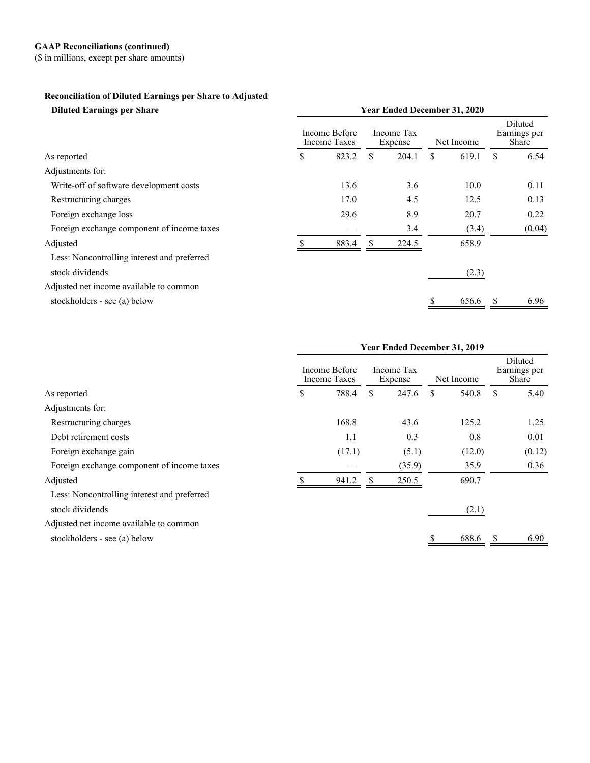**GAAP Reconciliations (continued)**
($ in millions, except per share amounts)

**Reconciliation of Diluted Earnings per Share to Adjusted Diluted Earnings per Share**

| | Year Ended December 31, 2020 | | | |
|---|---|---|---|---|
| | Income Before Income Taxes | Income Tax Expense | Net Income | Diluted Earnings per Share |
| As reported | $ 823.2 | $ 204.1 | $ 619.1 | $ 6.54 |
| Adjustments for: | | | | |
| Write-off of software development costs | 13.6 | 3.6 | 10.0 | 0.11 |
| Restructuring charges | 17.0 | 4.5 | 12.5 | 0.13 |
| Foreign exchange loss | 29.6 | 8.9 | 20.7 | 0.22 |
| Foreign exchange component of income taxes | — | 3.4 | (3.4) | (0.04) |
| Adjusted | $ 883.4 | $ 224.5 | 658.9 | |
| Less: Noncontrolling interest and preferred stock dividends | | | (2.3) | |
| Adjusted net income available to common stockholders - see (a) below | | | $ 656.6 | $ 6.96 |

| | Year Ended December 31, 2019 | | | |
|---|---|---|---|---|
| | Income Before Income Taxes | Income Tax Expense | Net Income | Diluted Earnings per Share |
| As reported | $ 788.4 | $ 247.6 | $ 540.8 | $ 5.40 |
| Adjustments for: | | | | |
| Restructuring charges | 168.8 | 43.6 | 125.2 | 1.25 |
| Debt retirement costs | 1.1 | 0.3 | 0.8 | 0.01 |
| Foreign exchange gain | (17.1) | (5.1) | (12.0) | (0.12) |
| Foreign exchange component of income taxes | — | (35.9) | 35.9 | 0.36 |
| Adjusted | $ 941.2 | $ 250.5 | 690.7 | |
| Less: Noncontrolling interest and preferred stock dividends | | | (2.1) | |
| Adjusted net income available to common stockholders - see (a) below | | | $ 688.6 | $ 6.90 |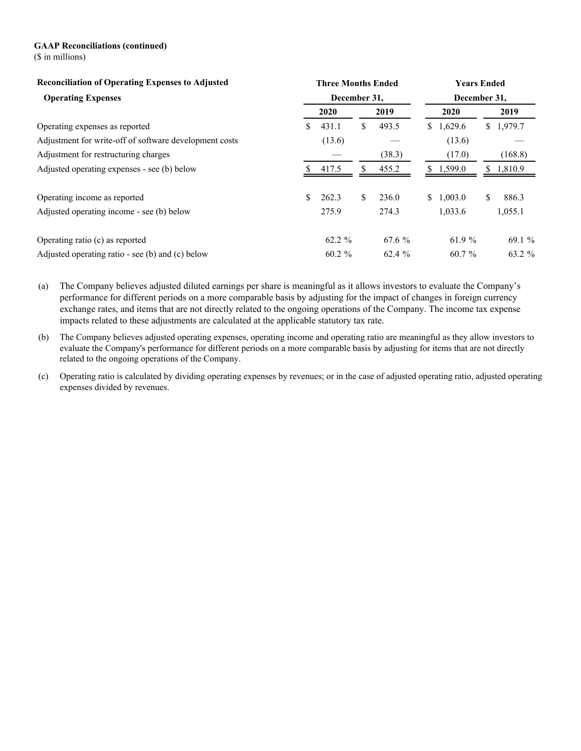**GAAP Reconciliations (continued)**
($ in millions)

| Reconciliation of Operating Expenses to Adjusted Operating Expenses | Three Months Ended December 31, | | Years Ended December 31, | |
|---|---|---|---|---|
| | 2020 | 2019 | 2020 | 2019 |
| Operating expenses as reported | $ 431.1 | $ 493.5 | $ 1,629.6 | $ 1,979.7 |
| Adjustment for write-off of software development costs | (13.6) | — | (13.6) | — |
| Adjustment for restructuring charges | — | (38.3) | (17.0) | (168.8) |
| Adjusted operating expenses - see (b) below | $ 417.5 | $ 455.2 | $ 1,599.0 | $ 1,810.9 |
| | | | | |
| Operating income as reported | $ 262.3 | $ 236.0 | $ 1,003.0 | $ 886.3 |
| Adjusted operating income - see (b) below | 275.9 | 274.3 | 1,033.6 | 1,055.1 |
| | | | | |
| Operating ratio (c) as reported | 62.2 % | 67.6 % | 61.9 % | 69.1 % |
| Adjusted operating ratio - see (b) and (c) below | 60.2 % | 62.4 % | 60.7 % | 63.2 % |

(a) The Company believes adjusted diluted earnings per share is meaningful as it allows investors to evaluate the Company's performance for different periods on a more comparable basis by adjusting for the impact of changes in foreign currency exchange rates, and items that are not directly related to the ongoing operations of the Company. The income tax expense impacts related to these adjustments are calculated at the applicable statutory tax rate.

(b) The Company believes adjusted operating expenses, operating income and operating ratio are meaningful as they allow investors to evaluate the Company's performance for different periods on a more comparable basis by adjusting for items that are not directly related to the ongoing operations of the Company.

(c) Operating ratio is calculated by dividing operating expenses by revenues; or in the case of adjusted operating ratio, adjusted operating expenses divided by revenues.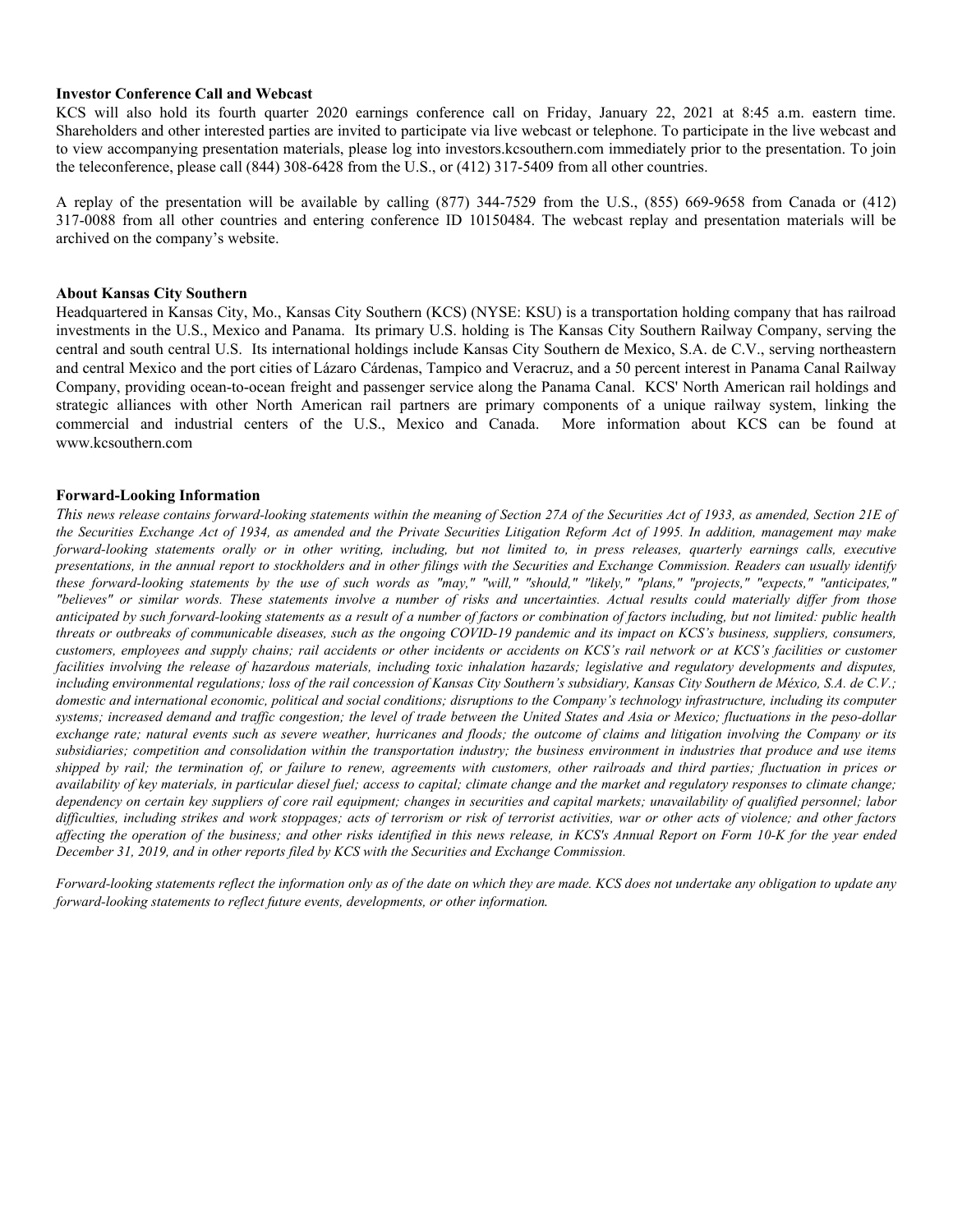**Investor Conference Call and Webcast**

KCS will also hold its fourth quarter 2020 earnings conference call on Friday, January 22, 2021 at 8:45 a.m. eastern time. Shareholders and other interested parties are invited to participate via live webcast or telephone. To participate in the live webcast and to view accompanying presentation materials, please log into investors.kcsouthern.com immediately prior to the presentation. To join the teleconference, please call (844) 308-6428 from the U.S., or (412) 317-5409 from all other countries.

A replay of the presentation will be available by calling (877) 344-7529 from the U.S., (855) 669-9658 from Canada or (412) 317-0088 from all other countries and entering conference ID 10150484. The webcast replay and presentation materials will be archived on the company's website.

**About Kansas City Southern**

Headquartered in Kansas City, Mo., Kansas City Southern (KCS) (NYSE: KSU) is a transportation holding company that has railroad investments in the U.S., Mexico and Panama. Its primary U.S. holding is The Kansas City Southern Railway Company, serving the central and south central U.S. Its international holdings include Kansas City Southern de Mexico, S.A. de C.V., serving northeastern and central Mexico and the port cities of Lázaro Cárdenas, Tampico and Veracruz, and a 50 percent interest in Panama Canal Railway Company, providing ocean-to-ocean freight and passenger service along the Panama Canal. KCS' North American rail holdings and strategic alliances with other North American rail partners are primary components of a unique railway system, linking the commercial and industrial centers of the U.S., Mexico and Canada. More information about KCS can be found at www.kcsouthern.com

**Forward-Looking Information**

*This news release contains forward-looking statements within the meaning of Section 27A of the Securities Act of 1933, as amended, Section 21E of the Securities Exchange Act of 1934, as amended and the Private Securities Litigation Reform Act of 1995. In addition, management may make forward-looking statements orally or in other writing, including, but not limited to, in press releases, quarterly earnings calls, executive presentations, in the annual report to stockholders and in other filings with the Securities and Exchange Commission. Readers can usually identify these forward-looking statements by the use of such words as "may," "will," "should," "likely," "plans," "projects," "expects," "anticipates," "believes" or similar words. These statements involve a number of risks and uncertainties. Actual results could materially differ from those anticipated by such forward-looking statements as a result of a number of factors or combination of factors including, but not limited: public health threats or outbreaks of communicable diseases, such as the ongoing COVID-19 pandemic and its impact on KCS's business, suppliers, consumers, customers, employees and supply chains; rail accidents or other incidents or accidents on KCS's rail network or at KCS's facilities or customer facilities involving the release of hazardous materials, including toxic inhalation hazards; legislative and regulatory developments and disputes, including environmental regulations; loss of the rail concession of Kansas City Southern's subsidiary, Kansas City Southern de México, S.A. de C.V.; domestic and international economic, political and social conditions; disruptions to the Company's technology infrastructure, including its computer systems; increased demand and traffic congestion; the level of trade between the United States and Asia or Mexico; fluctuations in the peso-dollar exchange rate; natural events such as severe weather, hurricanes and floods; the outcome of claims and litigation involving the Company or its subsidiaries; competition and consolidation within the transportation industry; the business environment in industries that produce and use items shipped by rail; the termination of, or failure to renew, agreements with customers, other railroads and third parties; fluctuation in prices or availability of key materials, in particular diesel fuel; access to capital; climate change and the market and regulatory responses to climate change; dependency on certain key suppliers of core rail equipment; changes in securities and capital markets; unavailability of qualified personnel; labor difficulties, including strikes and work stoppages; acts of terrorism or risk of terrorist activities, war or other acts of violence; and other factors affecting the operation of the business; and other risks identified in this news release, in KCS's Annual Report on Form 10-K for the year ended December 31, 2019, and in other reports filed by KCS with the Securities and Exchange Commission.*

*Forward-looking statements reflect the information only as of the date on which they are made. KCS does not undertake any obligation to update any forward-looking statements to reflect future events, developments, or other information.*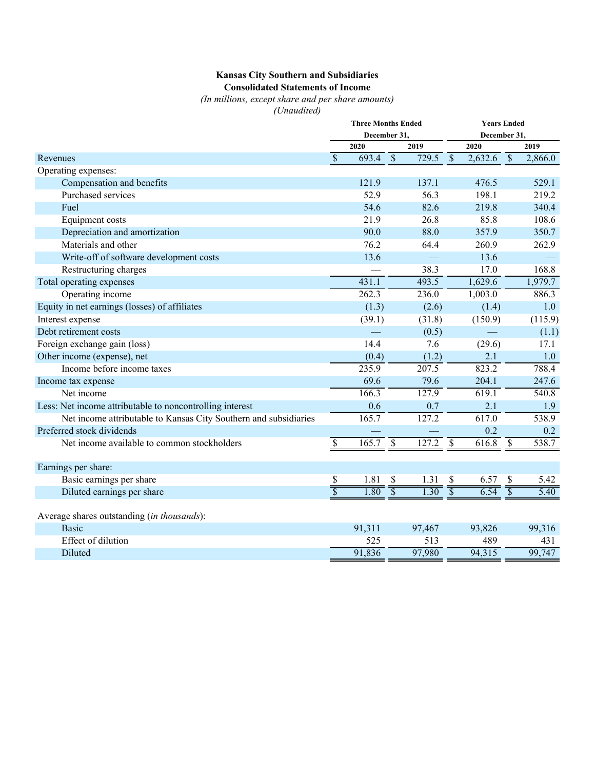**Kansas City Southern and Subsidiaries**
**Consolidated Statements of Income**
*(In millions, except share and per share amounts)*
*(Unaudited)*

| | Three Months Ended December 31, | | Years Ended December 31, | |
|---|---|---|---|---|
| | 2020 | 2019 | 2020 | 2019 |
| Revenues | $ 693.4 | $ 729.5 | $ 2,632.6 | $ 2,866.0 |
| Operating expenses: | | | | |
| Compensation and benefits | 121.9 | 137.1 | 476.5 | 529.1 |
| Purchased services | 52.9 | 56.3 | 198.1 | 219.2 |
| Fuel | 54.6 | 82.6 | 219.8 | 340.4 |
| Equipment costs | 21.9 | 26.8 | 85.8 | 108.6 |
| Depreciation and amortization | 90.0 | 88.0 | 357.9 | 350.7 |
| Materials and other | 76.2 | 64.4 | 260.9 | 262.9 |
| Write-off of software development costs | 13.6 | — | 13.6 | — |
| Restructuring charges | — | 38.3 | 17.0 | 168.8 |
| Total operating expenses | 431.1 | 493.5 | 1,629.6 | 1,979.7 |
| Operating income | 262.3 | 236.0 | 1,003.0 | 886.3 |
| Equity in net earnings (losses) of affiliates | (1.3) | (2.6) | (1.4) | 1.0 |
| Interest expense | (39.1) | (31.8) | (150.9) | (115.9) |
| Debt retirement costs | — | (0.5) | — | (1.1) |
| Foreign exchange gain (loss) | 14.4 | 7.6 | (29.6) | 17.1 |
| Other income (expense), net | (0.4) | (1.2) | 2.1 | 1.0 |
| Income before income taxes | 235.9 | 207.5 | 823.2 | 788.4 |
| Income tax expense | 69.6 | 79.6 | 204.1 | 247.6 |
| Net income | 166.3 | 127.9 | 619.1 | 540.8 |
| Less: Net income attributable to noncontrolling interest | 0.6 | 0.7 | 2.1 | 1.9 |
| Net income attributable to Kansas City Southern and subsidiaries | 165.7 | 127.2 | 617.0 | 538.9 |
| Preferred stock dividends | — | — | 0.2 | 0.2 |
| Net income available to common stockholders | $ 165.7 | $ 127.2 | $ 616.8 | $ 538.7 |
| | | | | |
| Earnings per share: | | | | |
| Basic earnings per share | $ 1.81 | $ 1.31 | $ 6.57 | $ 5.42 |
| Diluted earnings per share | $ 1.80 | $ 1.30 | $ 6.54 | $ 5.40 |
| | | | | |
| Average shares outstanding (*in thousands*): | | | | |
| Basic | 91,311 | 97,467 | 93,826 | 99,316 |
| Effect of dilution | 525 | 513 | 489 | 431 |
| Diluted | 91,836 | 97,980 | 94,315 | 99,747 |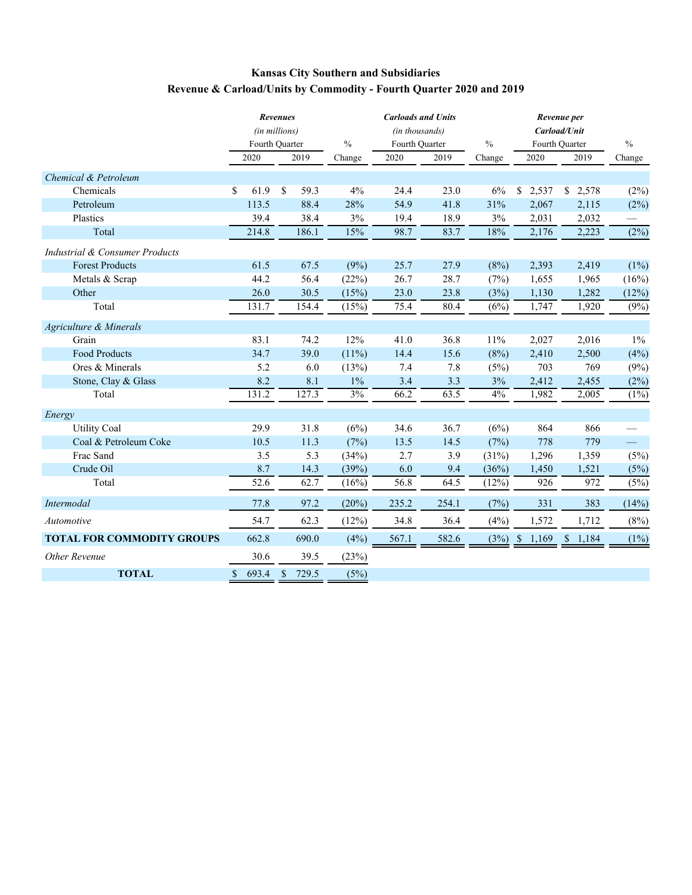# Kansas City Southern and Subsidiaries
## Revenue & Carload/Units by Commodity - Fourth Quarter 2020 and 2019

| | *Revenues* (in millions) | | | *Carloads and Units* (in thousands) | | | *Revenue per Carload/Unit* | | |
|---|---|---|---|---|---|---|---|---|---|
| | Fourth Quarter | | % | Fourth Quarter | | % | Fourth Quarter | | % |
| | 2020 | 2019 | Change | 2020 | 2019 | Change | 2020 | 2019 | Change |
| *Chemical & Petroleum* | | | | | | | | | |
| Chemicals | $ 61.9 | $ 59.3 | 4% | 24.4 | 23.0 | 6% | $ 2,537 | $ 2,578 | (2%) |
| Petroleum | 113.5 | 88.4 | 28% | 54.9 | 41.8 | 31% | 2,067 | 2,115 | (2%) |
| Plastics | 39.4 | 38.4 | 3% | 19.4 | 18.9 | 3% | 2,031 | 2,032 | — |
| Total | 214.8 | 186.1 | 15% | 98.7 | 83.7 | 18% | 2,176 | 2,223 | (2%) |
| *Industrial & Consumer Products* | | | | | | | | | |
| Forest Products | 61.5 | 67.5 | (9%) | 25.7 | 27.9 | (8%) | 2,393 | 2,419 | (1%) |
| Metals & Scrap | 44.2 | 56.4 | (22%) | 26.7 | 28.7 | (7%) | 1,655 | 1,965 | (16%) |
| Other | 26.0 | 30.5 | (15%) | 23.0 | 23.8 | (3%) | 1,130 | 1,282 | (12%) |
| Total | 131.7 | 154.4 | (15%) | 75.4 | 80.4 | (6%) | 1,747 | 1,920 | (9%) |
| *Agriculture & Minerals* | | | | | | | | | |
| Grain | 83.1 | 74.2 | 12% | 41.0 | 36.8 | 11% | 2,027 | 2,016 | 1% |
| Food Products | 34.7 | 39.0 | (11%) | 14.4 | 15.6 | (8%) | 2,410 | 2,500 | (4%) |
| Ores & Minerals | 5.2 | 6.0 | (13%) | 7.4 | 7.8 | (5%) | 703 | 769 | (9%) |
| Stone, Clay & Glass | 8.2 | 8.1 | 1% | 3.4 | 3.3 | 3% | 2,412 | 2,455 | (2%) |
| Total | 131.2 | 127.3 | 3% | 66.2 | 63.5 | 4% | 1,982 | 2,005 | (1%) |
| *Energy* | | | | | | | | | |
| Utility Coal | 29.9 | 31.8 | (6%) | 34.6 | 36.7 | (6%) | 864 | 866 | — |
| Coal & Petroleum Coke | 10.5 | 11.3 | (7%) | 13.5 | 14.5 | (7%) | 778 | 779 | — |
| Frac Sand | 3.5 | 5.3 | (34%) | 2.7 | 3.9 | (31%) | 1,296 | 1,359 | (5%) |
| Crude Oil | 8.7 | 14.3 | (39%) | 6.0 | 9.4 | (36%) | 1,450 | 1,521 | (5%) |
| Total | 52.6 | 62.7 | (16%) | 56.8 | 64.5 | (12%) | 926 | 972 | (5%) |
| *Intermodal* | 77.8 | 97.2 | (20%) | 235.2 | 254.1 | (7%) | 331 | 383 | (14%) |
| *Automotive* | 54.7 | 62.3 | (12%) | 34.8 | 36.4 | (4%) | 1,572 | 1,712 | (8%) |
| **TOTAL FOR COMMODITY GROUPS** | 662.8 | 690.0 | (4%) | 567.1 | 582.6 | (3%) | $ 1,169 | $ 1,184 | (1%) |
| *Other Revenue* | 30.6 | 39.5 | (23%) | | | | | | |
| **TOTAL** | $ 693.4 | $ 729.5 | (5%) | | | | | | |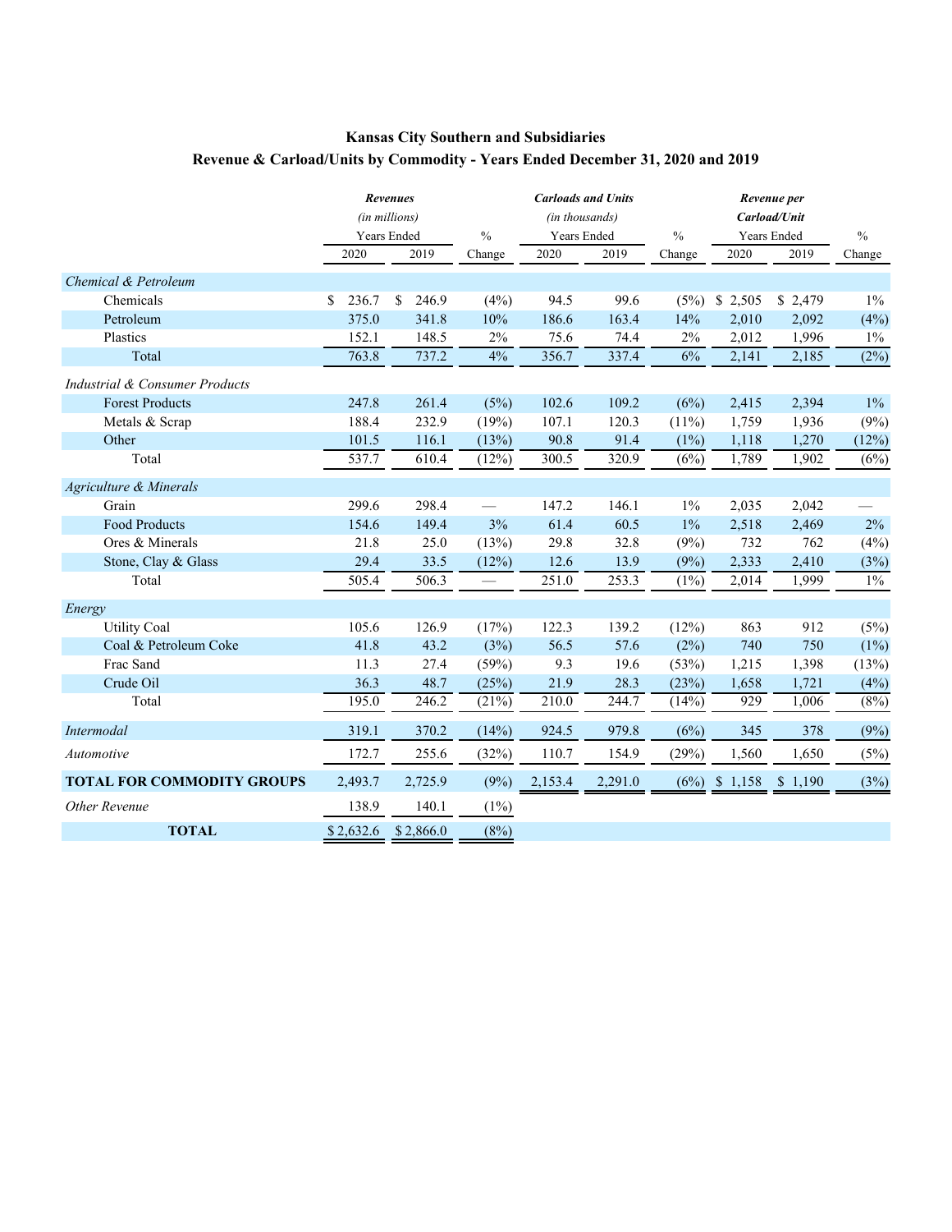**Kansas City Southern and Subsidiaries**

**Revenue & Carload/Units by Commodity - Years Ended December 31, 2020 and 2019**

| | ***Revenues*** *(in millions)* Years Ended | | % | ***Carloads and Units*** *(in thousands)* Years Ended | | % | ***Revenue per Carload/Unit*** Years Ended | | % |
|---|---|---|---|---|---|---|---|---|---|
| | 2020 | 2019 | Change | 2020 | 2019 | Change | 2020 | 2019 | Change |
| *Chemical & Petroleum* | | | | | | | | | |
| Chemicals | $ 236.7 | $ 246.9 | (4%) | 94.5 | 99.6 | (5%) | $ 2,505 | $ 2,479 | 1% |
| Petroleum | 375.0 | 341.8 | 10% | 186.6 | 163.4 | 14% | 2,010 | 2,092 | (4%) |
| Plastics | 152.1 | 148.5 | 2% | 75.6 | 74.4 | 2% | 2,012 | 1,996 | 1% |
| Total | 763.8 | 737.2 | 4% | 356.7 | 337.4 | 6% | 2,141 | 2,185 | (2%) |
| *Industrial & Consumer Products* | | | | | | | | | |
| Forest Products | 247.8 | 261.4 | (5%) | 102.6 | 109.2 | (6%) | 2,415 | 2,394 | 1% |
| Metals & Scrap | 188.4 | 232.9 | (19%) | 107.1 | 120.3 | (11%) | 1,759 | 1,936 | (9%) |
| Other | 101.5 | 116.1 | (13%) | 90.8 | 91.4 | (1%) | 1,118 | 1,270 | (12%) |
| Total | 537.7 | 610.4 | (12%) | 300.5 | 320.9 | (6%) | 1,789 | 1,902 | (6%) |
| *Agriculture & Minerals* | | | | | | | | | |
| Grain | 299.6 | 298.4 | — | 147.2 | 146.1 | 1% | 2,035 | 2,042 | — |
| Food Products | 154.6 | 149.4 | 3% | 61.4 | 60.5 | 1% | 2,518 | 2,469 | 2% |
| Ores & Minerals | 21.8 | 25.0 | (13%) | 29.8 | 32.8 | (9%) | 732 | 762 | (4%) |
| Stone, Clay & Glass | 29.4 | 33.5 | (12%) | 12.6 | 13.9 | (9%) | 2,333 | 2,410 | (3%) |
| Total | 505.4 | 506.3 | — | 251.0 | 253.3 | (1%) | 2,014 | 1,999 | 1% |
| *Energy* | | | | | | | | | |
| Utility Coal | 105.6 | 126.9 | (17%) | 122.3 | 139.2 | (12%) | 863 | 912 | (5%) |
| Coal & Petroleum Coke | 41.8 | 43.2 | (3%) | 56.5 | 57.6 | (2%) | 740 | 750 | (1%) |
| Frac Sand | 11.3 | 27.4 | (59%) | 9.3 | 19.6 | (53%) | 1,215 | 1,398 | (13%) |
| Crude Oil | 36.3 | 48.7 | (25%) | 21.9 | 28.3 | (23%) | 1,658 | 1,721 | (4%) |
| Total | 195.0 | 246.2 | (21%) | 210.0 | 244.7 | (14%) | 929 | 1,006 | (8%) |
| *Intermodal* | 319.1 | 370.2 | (14%) | 924.5 | 979.8 | (6%) | 345 | 378 | (9%) |
| *Automotive* | 172.7 | 255.6 | (32%) | 110.7 | 154.9 | (29%) | 1,560 | 1,650 | (5%) |
| **TOTAL FOR COMMODITY GROUPS** | 2,493.7 | 2,725.9 | (9%) | 2,153.4 | 2,291.0 | (6%) | $ 1,158 | $ 1,190 | (3%) |
| *Other Revenue* | 138.9 | 140.1 | (1%) | | | | | | |
| **TOTAL** | $ 2,632.6 | $ 2,866.0 | (8%) | | | | | | |